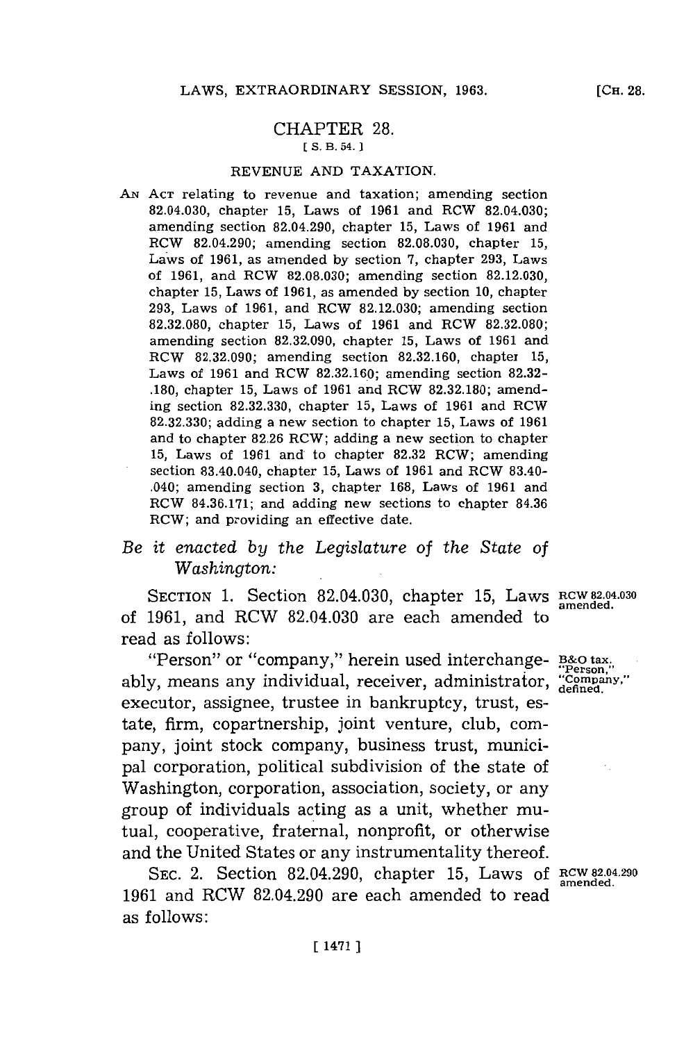# CHAPTER 28.

[ S. B. 54. ]

## REVENUE AND TAXATION.

AN ACT relating to revenue and taxation; amending section 82.04.030, chapter 15, Laws of 1961 and RCW 82.04.030; amending section 82.04.290, chapter 15, Laws of 1961 and RCW 82.04.290; amending section 82.08.030, chapter 15, Laws of 1961, as amended by section 7, chapter 293, Laws of 1961, and RCW 82.08.030; amending section 82.12.030, chapter 15, Laws of 1961, as amended by section 10, chapter 293, Laws of 1961, and RCW 82.12.030; amending section 82.32.080, chapter 15, Laws of 1961 and RCW 82.32.080; amending section 82.32.090, chapter 15, Laws of 1961 and RCW 82.32.090; amending section 82.32.160, chapter 15, Laws of 1961 and RCW 82.32.160; amending section 82.32-.180, chapter 15, Laws of 1961 and RCW 82.32.180; amending section 82.32.330, chapter 15, Laws of 1961 and RCW 82.32.330; adding a new section to chapter 15, Laws of 1961 and to chapter 82.26 RCW; adding a new section to chapter 15, Laws of 1961 and to chapter 82.32 RCW; amending section 83.40.040, chapter 15, Laws of 1961 and RCW 83.40-.040; amending section 3, chapter 168, Laws of 1961 and RCW 84.36.171; and adding new sections to chapter 84.36 RCW; and providing an effective date.

*Be it enacted by the Legislature of the State of Washington:*

SECTION 1. Section 82.04.030, chapter 15, Laws of 1961, and RCW 82.04.030 are each amended to read as follows:

RCW 82.04.030 amended.

"Person" or "company," herein used interchangeably, means any individual, receiver, administrator, executor, assignee, trustee in bankruptcy, trust, estate, firm, copartnership, joint venture, club, company, joint stock company, business trust, municipal corporation, political subdivision of the state of Washington, corporation, association, society, or any group of individuals acting as a unit, whether mutual, cooperative, fraternal, nonprofit, or otherwise and the United States or any instrumentality thereof.

B&O tax. "Person," "Company," defined.

SEC. 2. Section 82.04.290, chapter 15, Laws of 1961 and RCW 82.04.290 are each amended to read as follows:

RCW 82.04.290 amended.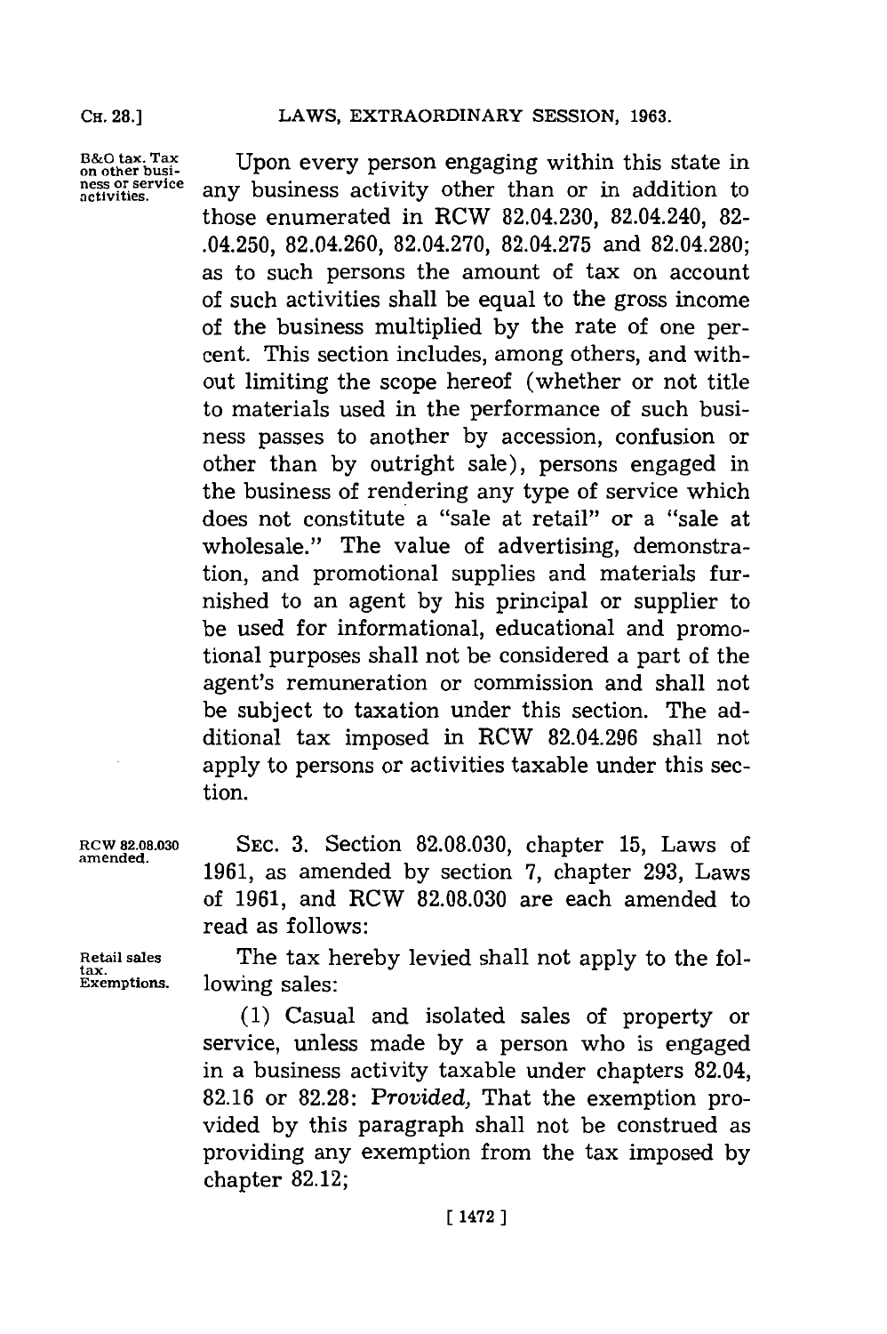**B&O tax. Tax on other business or service activities.** Upon every person engaging within this state in any business activity other than or in addition to those enumerated in RCW 82.04.230, 82.04.240, 82-.04.250, 82.04.260, 82.04.270, 82.04.275 and 82.04.280; as to such persons the amount of tax on account of such activities shall be equal to the gross income of the business multiplied by the rate of one percent. This section includes, among others, and without limiting the scope hereof (whether or not title to materials used in the performance of such business passes to another by accession, confusion or other than by outright sale), persons engaged in the business of rendering any type of service which does not constitute a "sale at retail" or a "sale at wholesale." The value of advertising, demonstration, and promotional supplies and materials furnished to an agent by his principal or supplier to be used for informational, educational and promotional purposes shall not be considered a part of the agent's remuneration or commission and shall not be subject to taxation under this section. The additional tax imposed in RCW 82.04.296 shall not apply to persons or activities taxable under this section.

**RCW 82.08.030 amended.** SEC. 3. Section 82.08.030, chapter 15, Laws of 1961, as amended by section 7, chapter 293, Laws of 1961, and RCW 82.08.030 are each amended to read as follows:

**Retail sales tax. Exemptions.** The tax hereby levied shall not apply to the following sales:

(1) Casual and isolated sales of property or service, unless made by a person who is engaged in a business activity taxable under chapters 82.04, 82.16 or 82.28: *Provided,* That the exemption provided by this paragraph shall not be construed as providing any exemption from the tax imposed by chapter 82.12;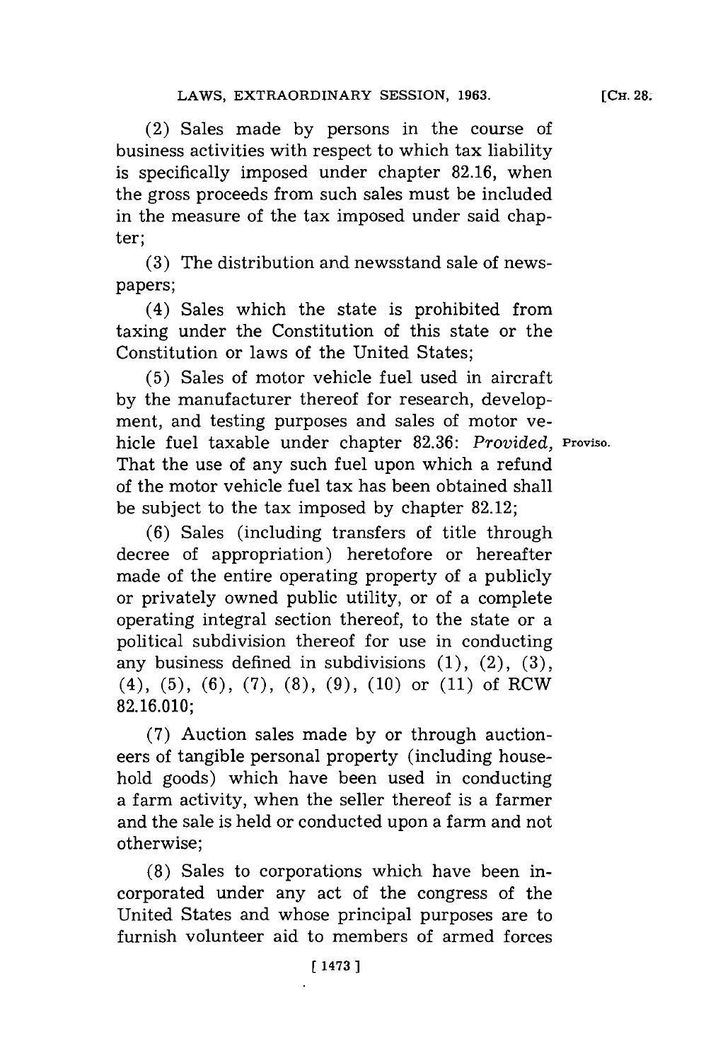(2) Sales made by persons in the course of business activities with respect to which tax liability is specifically imposed under chapter 82.16, when the gross proceeds from such sales must be included in the measure of the tax imposed under said chapter;

(3) The distribution and newsstand sale of newspapers;

(4) Sales which the state is prohibited from taxing under the Constitution of this state or the Constitution or laws of the United States;

(5) Sales of motor vehicle fuel used in aircraft by the manufacturer thereof for research, development, and testing purposes and sales of motor vehicle fuel taxable under chapter 82.36: *Provided,* That the use of any such fuel upon which a refund of the motor vehicle fuel tax has been obtained shall be subject to the tax imposed by chapter 82.12;

Proviso.

(6) Sales (including transfers of title through decree of appropriation) heretofore or hereafter made of the entire operating property of a publicly or privately owned public utility, or of a complete operating integral section thereof, to the state or a political subdivision thereof for use in conducting any business defined in subdivisions (1), (2), (3), (4), (5), (6), (7), (8), (9), (10) or (11) of RCW 82.16.010;

(7) Auction sales made by or through auctioneers of tangible personal property (including household goods) which have been used in conducting a farm activity, when the seller thereof is a farmer and the sale is held or conducted upon a farm and not otherwise;

(8) Sales to corporations which have been incorporated under any act of the congress of the United States and whose principal purposes are to furnish volunteer aid to members of armed forces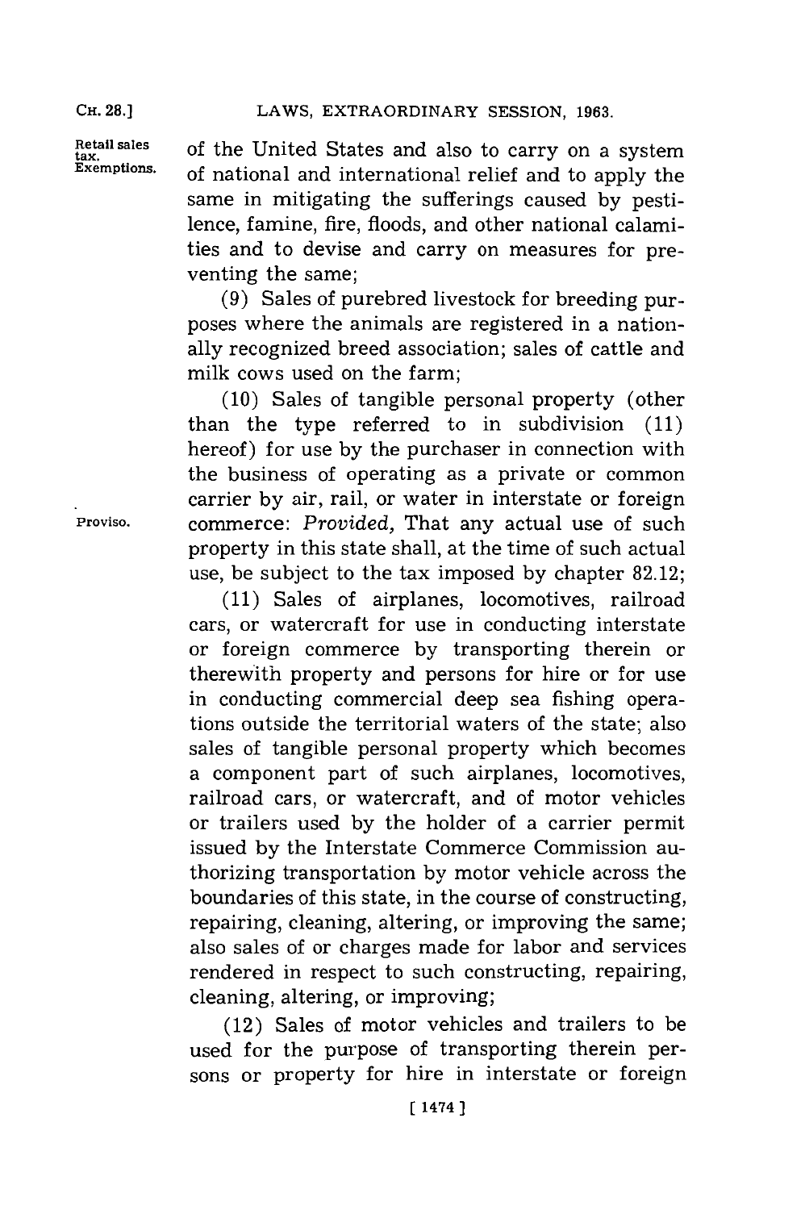of the United States and also to carry on a system of national and international relief and to apply the same in mitigating the sufferings caused by pestilence, famine, fire, floods, and other national calamities and to devise and carry on measures for preventing the same;

(9) Sales of purebred livestock for breeding purposes where the animals are registered in a nationally recognized breed association; sales of cattle and milk cows used on the farm;

(10) Sales of tangible personal property (other than the type referred to in subdivision (11) hereof) for use by the purchaser in connection with the business of operating as a private or common carrier by air, rail, or water in interstate or foreign commerce: *Provided,* That any actual use of such property in this state shall, at the time of such actual use, be subject to the tax imposed by chapter 82.12;

(11) Sales of airplanes, locomotives, railroad cars, or watercraft for use in conducting interstate or foreign commerce by transporting therein or therewith property and persons for hire or for use in conducting commercial deep sea fishing operations outside the territorial waters of the state; also sales of tangible personal property which becomes a component part of such airplanes, locomotives, railroad cars, or watercraft, and of motor vehicles or trailers used by the holder of a carrier permit issued by the Interstate Commerce Commission authorizing transportation by motor vehicle across the boundaries of this state, in the course of constructing, repairing, cleaning, altering, or improving the same; also sales of or charges made for labor and services rendered in respect to such constructing, repairing, cleaning, altering, or improving;

(12) Sales of motor vehicles and trailers to be used for the purpose of transporting therein persons or property for hire in interstate or foreign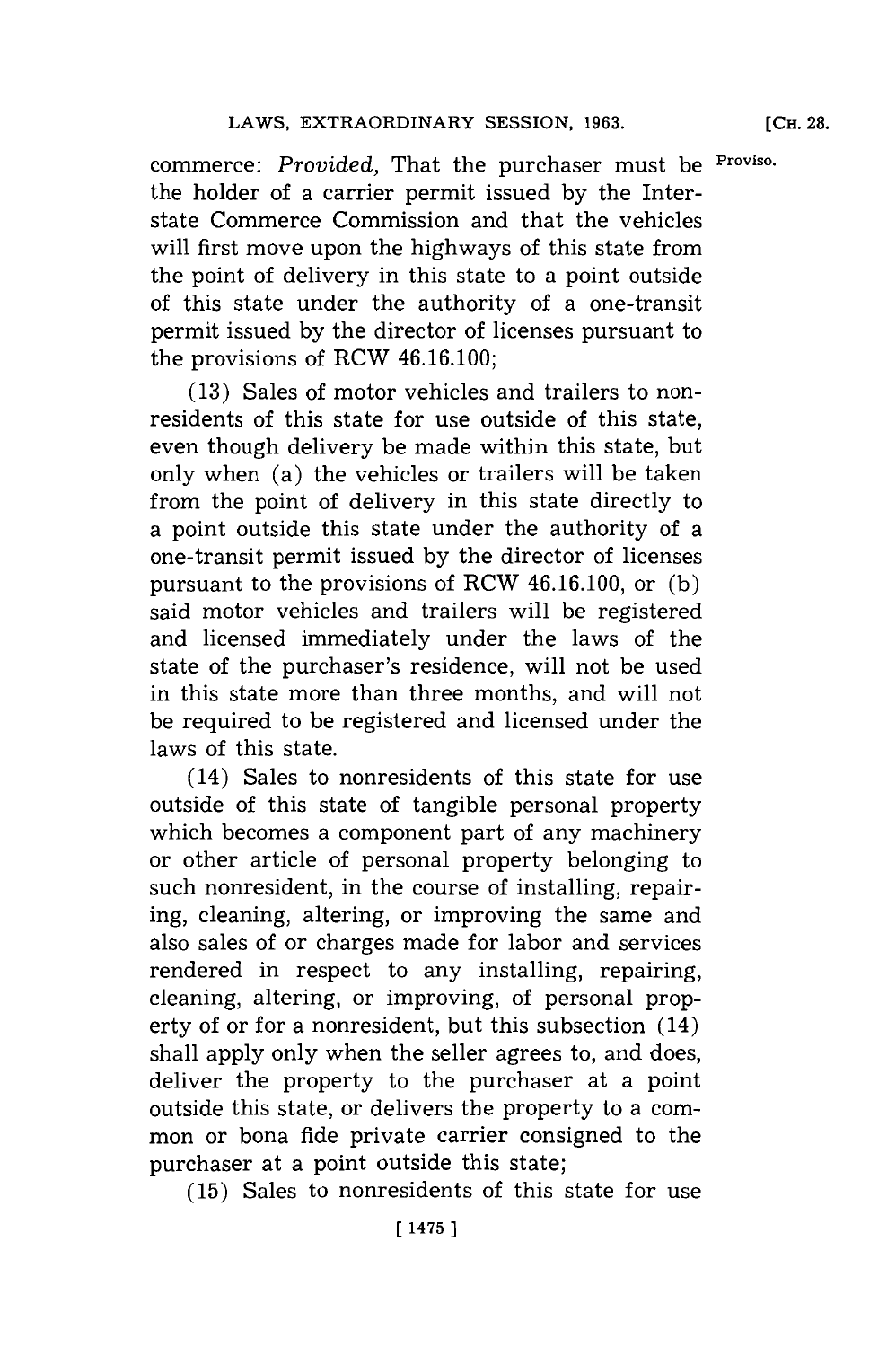commerce: *Provided*, That the purchaser must be the holder of a carrier permit issued by the Interstate Commerce Commission and that the vehicles will first move upon the highways of this state from the point of delivery in this state to a point outside of this state under the authority of a one-transit permit issued by the director of licenses pursuant to the provisions of RCW 46.16.100;

Proviso.

(13) Sales of motor vehicles and trailers to nonresidents of this state for use outside of this state, even though delivery be made within this state, but only when (a) the vehicles or trailers will be taken from the point of delivery in this state directly to a point outside this state under the authority of a one-transit permit issued by the director of licenses pursuant to the provisions of RCW 46.16.100, or (b) said motor vehicles and trailers will be registered and licensed immediately under the laws of the state of the purchaser's residence, will not be used in this state more than three months, and will not be required to be registered and licensed under the laws of this state.

(14) Sales to nonresidents of this state for use outside of this state of tangible personal property which becomes a component part of any machinery or other article of personal property belonging to such nonresident, in the course of installing, repairing, cleaning, altering, or improving the same and also sales of or charges made for labor and services rendered in respect to any installing, repairing, cleaning, altering, or improving, of personal property of or for a nonresident, but this subsection (14) shall apply only when the seller agrees to, and does, deliver the property to the purchaser at a point outside this state, or delivers the property to a common or bona fide private carrier consigned to the purchaser at a point outside this state;

(15) Sales to nonresidents of this state for use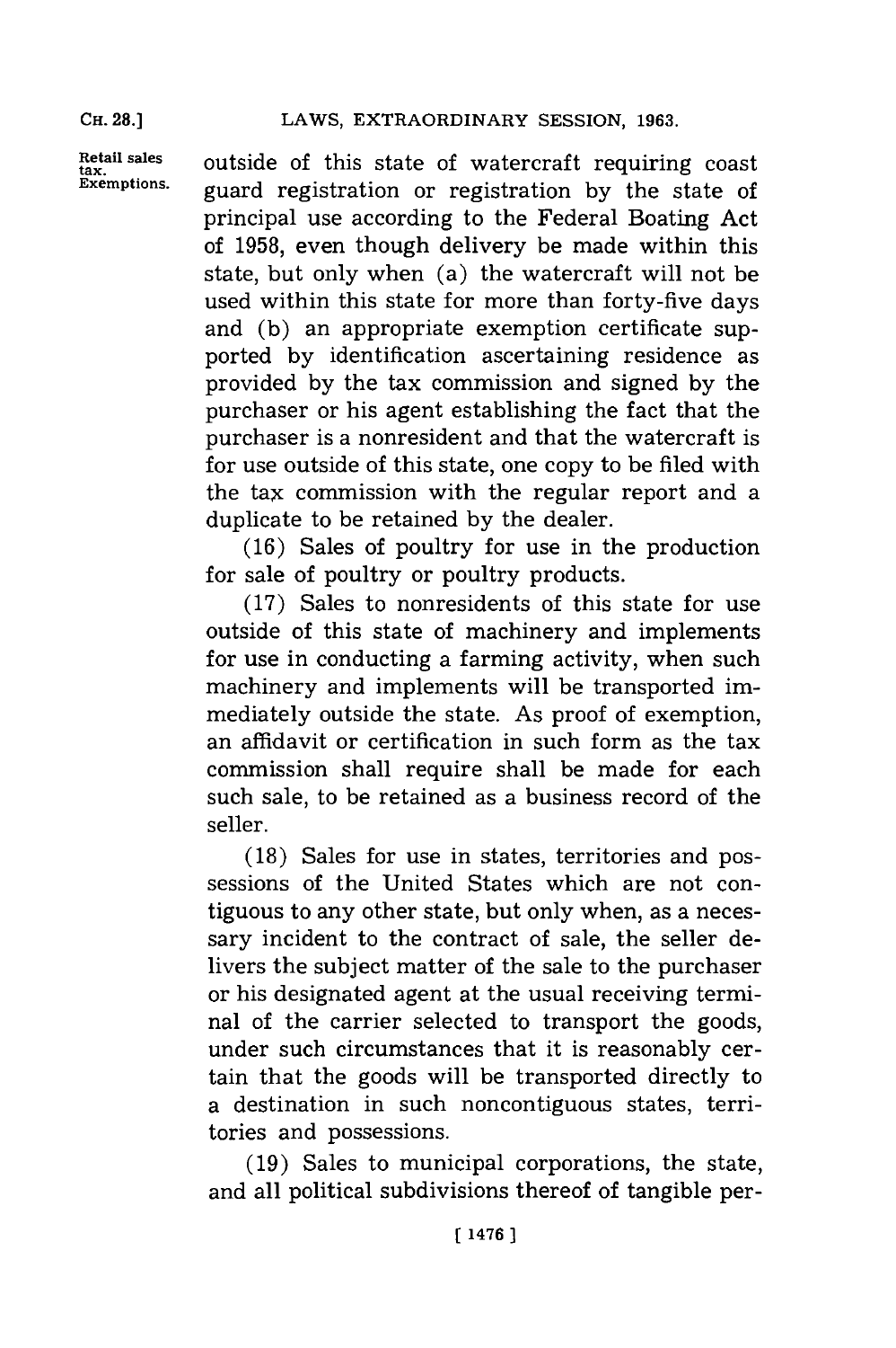outside of this state of watercraft requiring coast guard registration or registration by the state of principal use according to the Federal Boating Act of 1958, even though delivery be made within this state, but only when (a) the watercraft will not be used within this state for more than forty-five days and (b) an appropriate exemption certificate supported by identification ascertaining residence as provided by the tax commission and signed by the purchaser or his agent establishing the fact that the purchaser is a nonresident and that the watercraft is for use outside of this state, one copy to be filed with the tax commission with the regular report and a duplicate to be retained by the dealer.

(16) Sales of poultry for use in the production for sale of poultry or poultry products.

(17) Sales to nonresidents of this state for use outside of this state of machinery and implements for use in conducting a farming activity, when such machinery and implements will be transported immediately outside the state. As proof of exemption, an affidavit or certification in such form as the tax commission shall require shall be made for each such sale, to be retained as a business record of the seller.

(18) Sales for use in states, territories and possessions of the United States which are not contiguous to any other state, but only when, as a necessary incident to the contract of sale, the seller delivers the subject matter of the sale to the purchaser or his designated agent at the usual receiving terminal of the carrier selected to transport the goods, under such circumstances that it is reasonably certain that the goods will be transported directly to a destination in such noncontiguous states, territories and possessions.

(19) Sales to municipal corporations, the state, and all political subdivisions thereof of tangible per-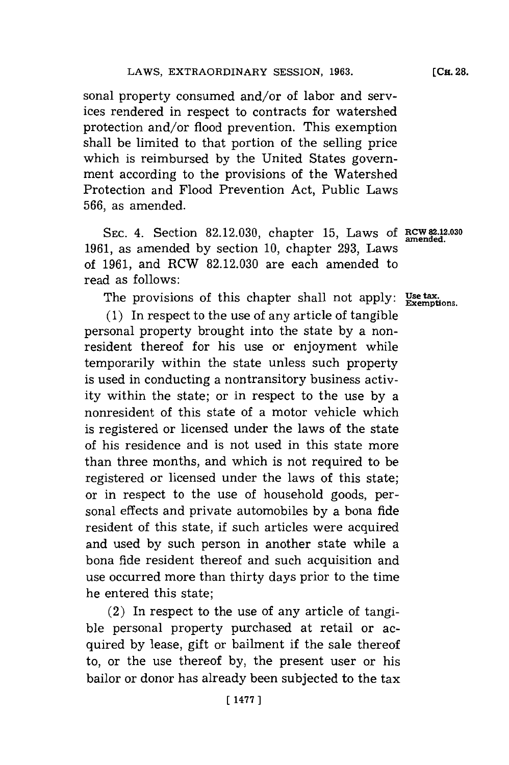sonal property consumed and/or of labor and services rendered in respect to contracts for watershed protection and/or flood prevention. This exemption shall be limited to that portion of the selling price which is reimbursed by the United States government according to the provisions of the Watershed Protection and Flood Prevention Act, Public Laws 566, as amended.

**RCW 82.12.030 amended.**

SEC. 4. Section 82.12.030, chapter 15, Laws of 1961, as amended by section 10, chapter 293, Laws of 1961, and RCW 82.12.030 are each amended to read as follows:

**Use tax. Exemptions.**

The provisions of this chapter shall not apply:

(1) In respect to the use of any article of tangible personal property brought into the state by a nonresident thereof for his use or enjoyment while temporarily within the state unless such property is used in conducting a nontransitory business activity within the state; or in respect to the use by a nonresident of this state of a motor vehicle which is registered or licensed under the laws of the state of his residence and is not used in this state more than three months, and which is not required to be registered or licensed under the laws of this state; or in respect to the use of household goods, personal effects and private automobiles by a bona fide resident of this state, if such articles were acquired and used by such person in another state while a bona fide resident thereof and such acquisition and use occurred more than thirty days prior to the time he entered this state;

(2) In respect to the use of any article of tangible personal property purchased at retail or acquired by lease, gift or bailment if the sale thereof to, or the use thereof by, the present user or his bailor or donor has already been subjected to the tax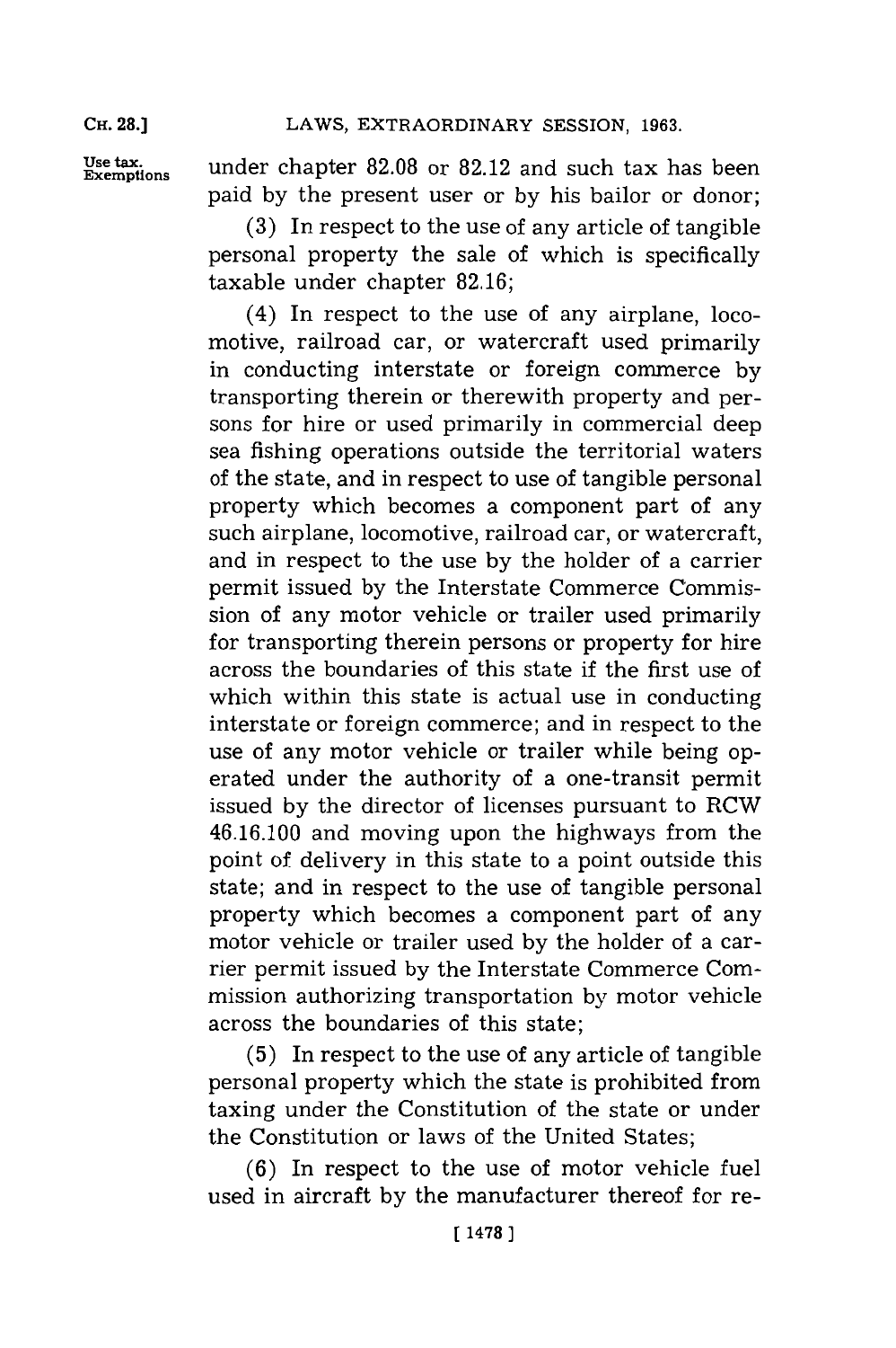under chapter 82.08 or 82.12 and such tax has been paid by the present user or by his bailor or donor;

(3) In respect to the use of any article of tangible personal property the sale of which is specifically taxable under chapter 82.16;

(4) In respect to the use of any airplane, locomotive, railroad car, or watercraft used primarily in conducting interstate or foreign commerce by transporting therein or therewith property and persons for hire or used primarily in commercial deep sea fishing operations outside the territorial waters of the state, and in respect to use of tangible personal property which becomes a component part of any such airplane, locomotive, railroad car, or watercraft, and in respect to the use by the holder of a carrier permit issued by the Interstate Commerce Commission of any motor vehicle or trailer used primarily for transporting therein persons or property for hire across the boundaries of this state if the first use of which within this state is actual use in conducting interstate or foreign commerce; and in respect to the use of any motor vehicle or trailer while being operated under the authority of a one-transit permit issued by the director of licenses pursuant to RCW 46.16.100 and moving upon the highways from the point of delivery in this state to a point outside this state; and in respect to the use of tangible personal property which becomes a component part of any motor vehicle or trailer used by the holder of a carrier permit issued by the Interstate Commerce Commission authorizing transportation by motor vehicle across the boundaries of this state;

(5) In respect to the use of any article of tangible personal property which the state is prohibited from taxing under the Constitution of the state or under the Constitution or laws of the United States;

(6) In respect to the use of motor vehicle fuel used in aircraft by the manufacturer thereof for re-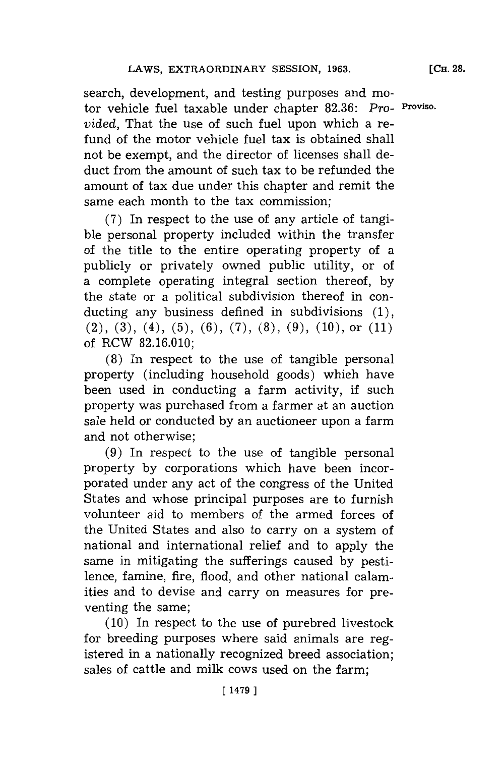search, development, and testing purposes and motor vehicle fuel taxable under chapter 82.36: *Provided,* That the use of such fuel upon which a refund of the motor vehicle fuel tax is obtained shall not be exempt, and the director of licenses shall deduct from the amount of such tax to be refunded the amount of tax due under this chapter and remit the same each month to the tax commission;

Proviso.

(7) In respect to the use of any article of tangible personal property included within the transfer of the title to the entire operating property of a publicly or privately owned public utility, or of a complete operating integral section thereof, by the state or a political subdivision thereof in conducting any business defined in subdivisions (1), (2), (3), (4), (5), (6), (7), (8), (9), (10), or (11) of RCW 82.16.010;

(8) In respect to the use of tangible personal property (including household goods) which have been used in conducting a farm activity, if such property was purchased from a farmer at an auction sale held or conducted by an auctioneer upon a farm and not otherwise;

(9) In respect to the use of tangible personal property by corporations which have been incorporated under any act of the congress of the United States and whose principal purposes are to furnish volunteer aid to members of the armed forces of the United States and also to carry on a system of national and international relief and to apply the same in mitigating the sufferings caused by pestilence, famine, fire, flood, and other national calamities and to devise and carry on measures for preventing the same;

(10) In respect to the use of purebred livestock for breeding purposes where said animals are registered in a nationally recognized breed association; sales of cattle and milk cows used on the farm;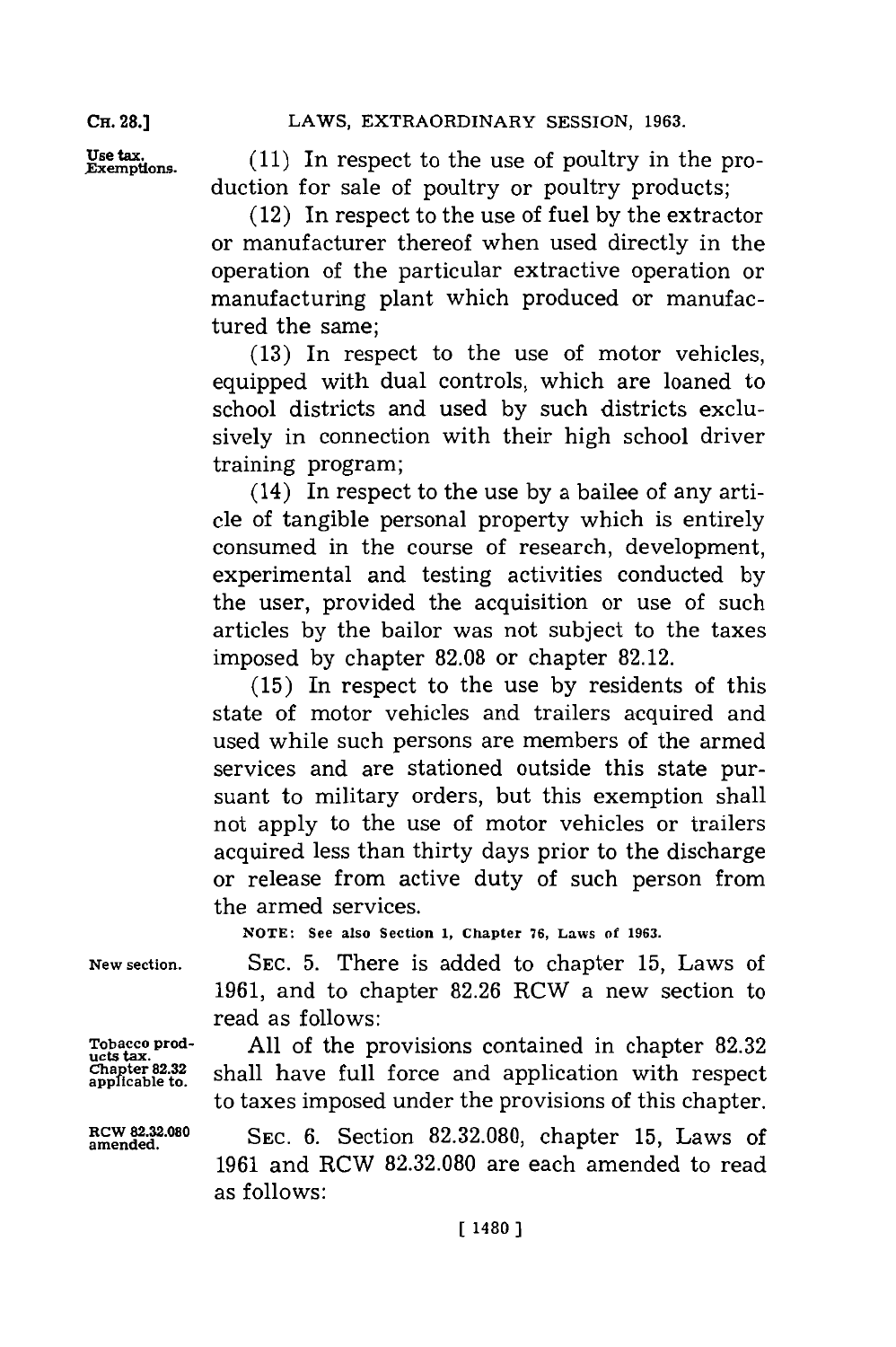Use tax. Exemptions.

(11) In respect to the use of poultry in the production for sale of poultry or poultry products;

(12) In respect to the use of fuel by the extractor or manufacturer thereof when used directly in the operation of the particular extractive operation or manufacturing plant which produced or manufactured the same;

(13) In respect to the use of motor vehicles, equipped with dual controls, which are loaned to school districts and used by such districts exclusively in connection with their high school driver training program;

(14) In respect to the use by a bailee of any article of tangible personal property which is entirely consumed in the course of research, development, experimental and testing activities conducted by the user, provided the acquisition or use of such articles by the bailor was not subject to the taxes imposed by chapter 82.08 or chapter 82.12.

(15) In respect to the use by residents of this state of motor vehicles and trailers acquired and used while such persons are members of the armed services and are stationed outside this state pursuant to military orders, but this exemption shall not apply to the use of motor vehicles or trailers acquired less than thirty days prior to the discharge or release from active duty of such person from the armed services.

NOTE: See also Section 1, Chapter 76, Laws of 1963.

New section.

SEC. 5. There is added to chapter 15, Laws of 1961, and to chapter 82.26 RCW a new section to read as follows:

Tobacco products tax. Chapter 82.32 applicable to.

All of the provisions contained in chapter 82.32 shall have full force and application with respect to taxes imposed under the provisions of this chapter.

RCW 82.32.080 amended.

SEC. 6. Section 82.32.080, chapter 15, Laws of 1961 and RCW 82.32.080 are each amended to read as follows: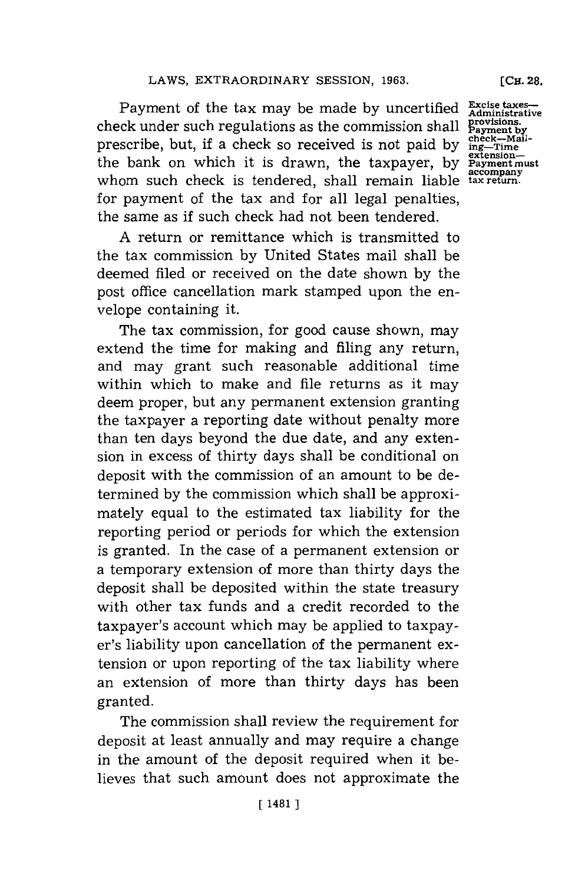Payment of the tax may be made by uncertified check under such regulations as the commission shall prescribe, but, if a check so received is not paid by the bank on which it is drawn, the taxpayer, by whom such check is tendered, shall remain liable for payment of the tax and for all legal penalties, the same as if such check had not been tendered.

Excise taxes—Administrative provisions. Payment by check—Mailing—Time extension—Payment must accompany tax return.

A return or remittance which is transmitted to the tax commission by United States mail shall be deemed filed or received on the date shown by the post office cancellation mark stamped upon the envelope containing it.

The tax commission, for good cause shown, may extend the time for making and filing any return, and may grant such reasonable additional time within which to make and file returns as it may deem proper, but any permanent extension granting the taxpayer a reporting date without penalty more than ten days beyond the due date, and any extension in excess of thirty days shall be conditional on deposit with the commission of an amount to be determined by the commission which shall be approximately equal to the estimated tax liability for the reporting period or periods for which the extension is granted. In the case of a permanent extension or a temporary extension of more than thirty days the deposit shall be deposited within the state treasury with other tax funds and a credit recorded to the taxpayer's account which may be applied to taxpayer's liability upon cancellation of the permanent extension or upon reporting of the tax liability where an extension of more than thirty days has been granted.

The commission shall review the requirement for deposit at least annually and may require a change in the amount of the deposit required when it believes that such amount does not approximate the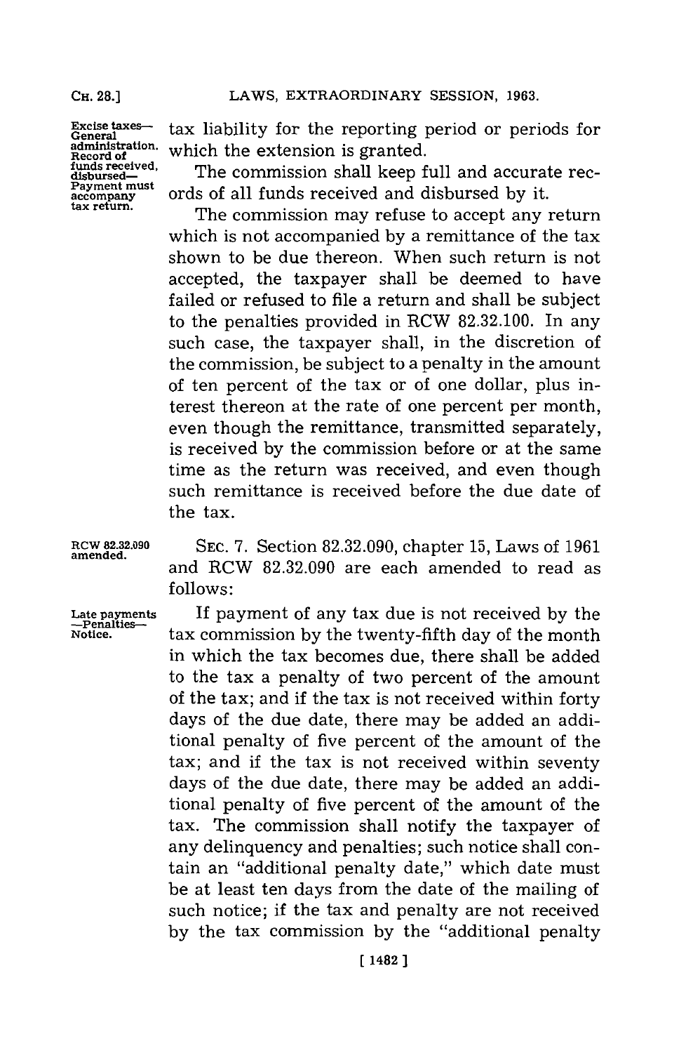tax liability for the reporting period or periods for which the extension is granted.

*Excise taxes—General administration. Record of funds received, disbursed—Payment must accompany tax return.*

The commission shall keep full and accurate records of all funds received and disbursed by it.

The commission may refuse to accept any return which is not accompanied by a remittance of the tax shown to be due thereon. When such return is not accepted, the taxpayer shall be deemed to have failed or refused to file a return and shall be subject to the penalties provided in RCW 82.32.100. In any such case, the taxpayer shall, in the discretion of the commission, be subject to a penalty in the amount of ten percent of the tax or of one dollar, plus interest thereon at the rate of one percent per month, even though the remittance, transmitted separately, is received by the commission before or at the same time as the return was received, and even though such remittance is received before the due date of the tax.

*RCW 82.32.090 amended.*

SEC. 7. Section 82.32.090, chapter 15, Laws of 1961 and RCW 82.32.090 are each amended to read as follows:

*Late payments—Penalties—Notice.*

If payment of any tax due is not received by the tax commission by the twenty-fifth day of the month in which the tax becomes due, there shall be added to the tax a penalty of two percent of the amount of the tax; and if the tax is not received within forty days of the due date, there may be added an additional penalty of five percent of the amount of the tax; and if the tax is not received within seventy days of the due date, there may be added an additional penalty of five percent of the amount of the tax. The commission shall notify the taxpayer of any delinquency and penalties; such notice shall contain an "additional penalty date," which date must be at least ten days from the date of the mailing of such notice; if the tax and penalty are not received by the tax commission by the "additional penalty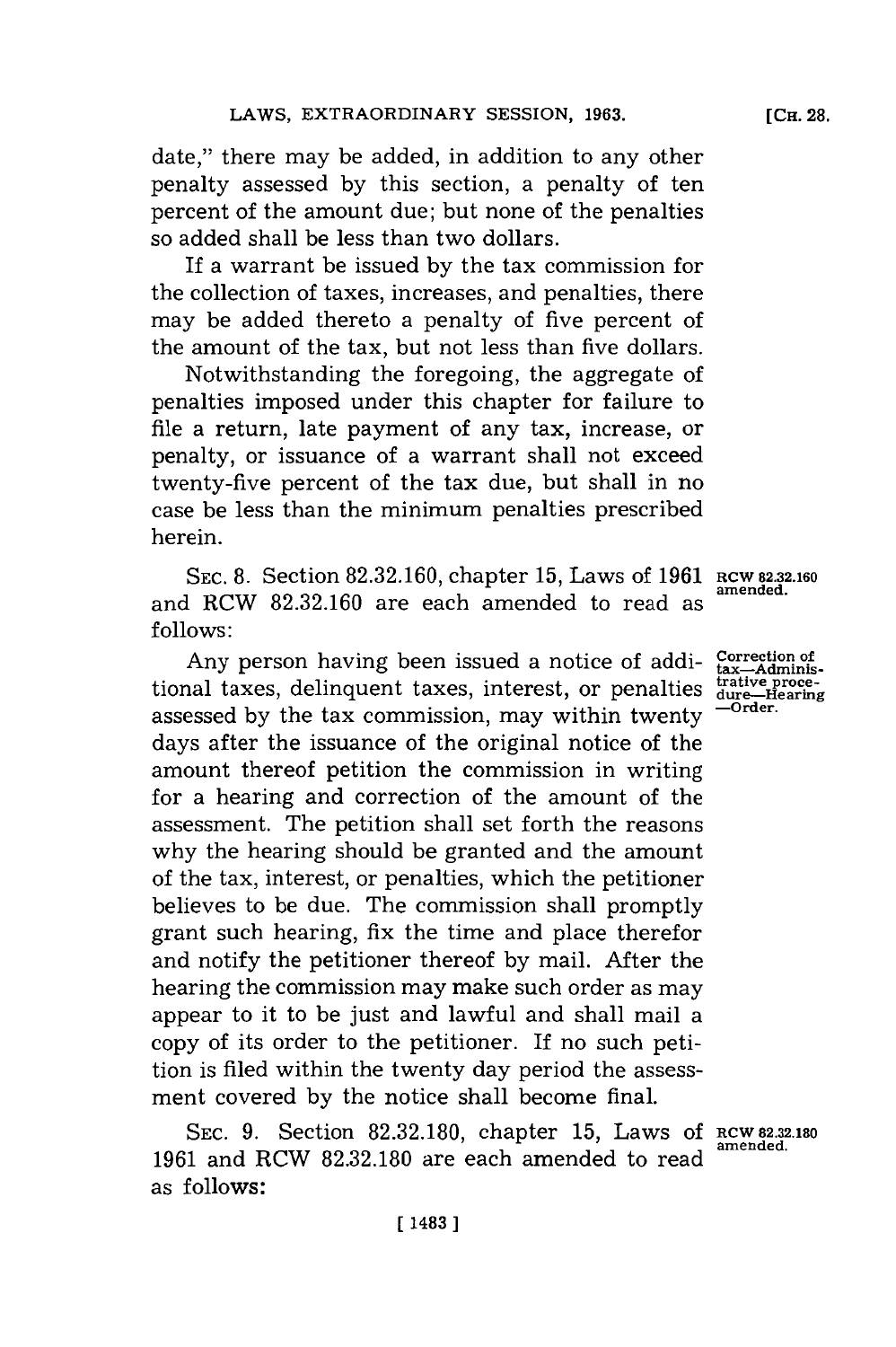date," there may be added, in addition to any other penalty assessed by this section, a penalty of ten percent of the amount due; but none of the penalties so added shall be less than two dollars.

If a warrant be issued by the tax commission for the collection of taxes, increases, and penalties, there may be added thereto a penalty of five percent of the amount of the tax, but not less than five dollars.

Notwithstanding the foregoing, the aggregate of penalties imposed under this chapter for failure to file a return, late payment of any tax, increase, or penalty, or issuance of a warrant shall not exceed twenty-five percent of the tax due, but shall in no case be less than the minimum penalties prescribed herein.

SEC. 8. Section 82.32.160, chapter 15, Laws of 1961 and RCW 82.32.160 are each amended to read as follows:

RCW 82.32.160 amended.

Correction of tax—Administrative procedure—Hearing—Order.

Any person having been issued a notice of additional taxes, delinquent taxes, interest, or penalties assessed by the tax commission, may within twenty days after the issuance of the original notice of the amount thereof petition the commission in writing for a hearing and correction of the amount of the assessment. The petition shall set forth the reasons why the hearing should be granted and the amount of the tax, interest, or penalties, which the petitioner believes to be due. The commission shall promptly grant such hearing, fix the time and place therefor and notify the petitioner thereof by mail. After the hearing the commission may make such order as may appear to it to be just and lawful and shall mail a copy of its order to the petitioner. If no such petition is filed within the twenty day period the assessment covered by the notice shall become final.

SEC. 9. Section 82.32.180, chapter 15, Laws of 1961 and RCW 82.32.180 are each amended to read as follows:

RCW 82.32.180 amended.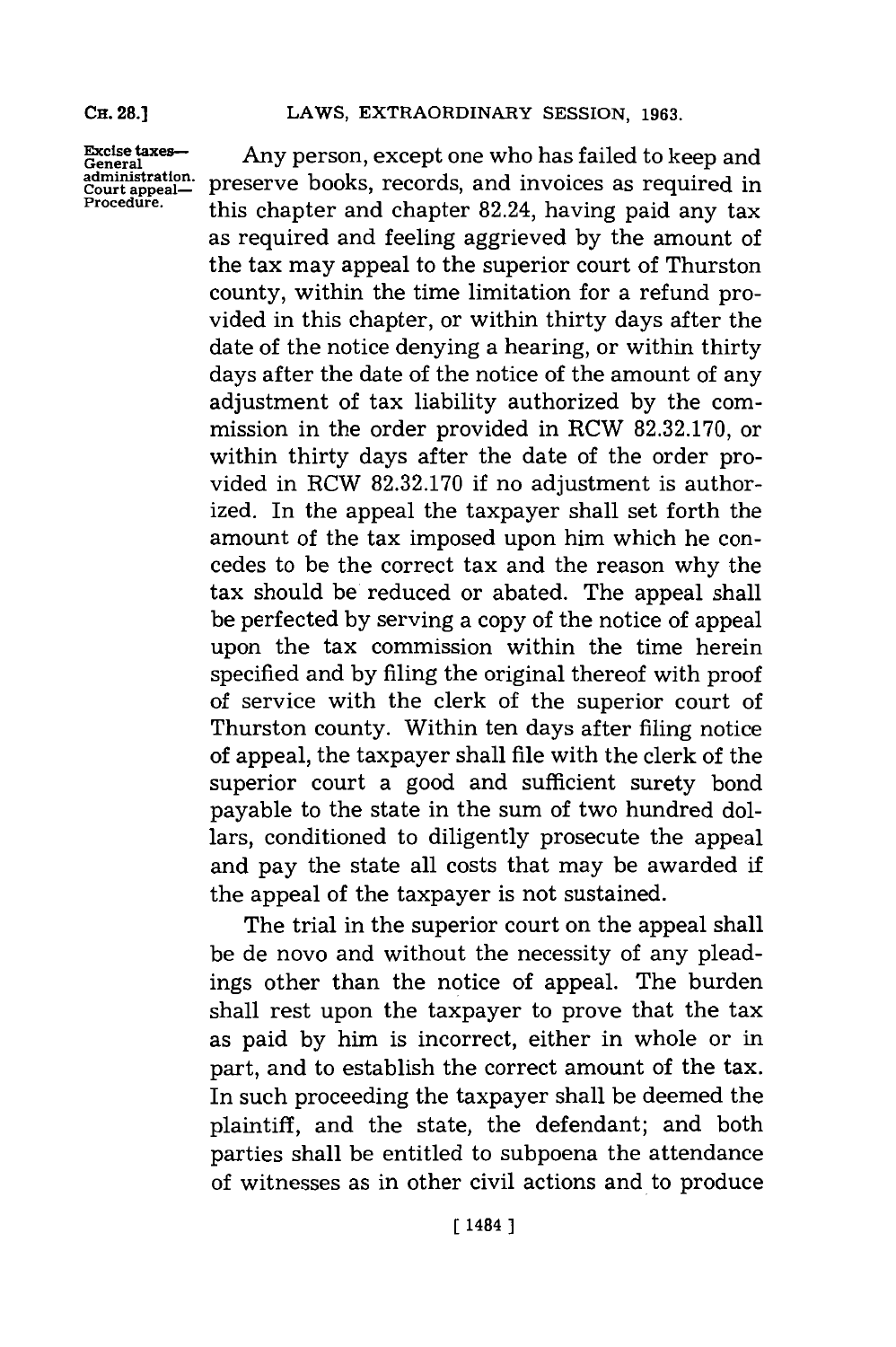Excise taxes—General administration. Court appeal—Procedure.

Any person, except one who has failed to keep and preserve books, records, and invoices as required in this chapter and chapter 82.24, having paid any tax as required and feeling aggrieved by the amount of the tax may appeal to the superior court of Thurston county, within the time limitation for a refund provided in this chapter, or within thirty days after the date of the notice denying a hearing, or within thirty days after the date of the notice of the amount of any adjustment of tax liability authorized by the commission in the order provided in RCW 82.32.170, or within thirty days after the date of the order provided in RCW 82.32.170 if no adjustment is authorized. In the appeal the taxpayer shall set forth the amount of the tax imposed upon him which he concedes to be the correct tax and the reason why the tax should be reduced or abated. The appeal shall be perfected by serving a copy of the notice of appeal upon the tax commission within the time herein specified and by filing the original thereof with proof of service with the clerk of the superior court of Thurston county. Within ten days after filing notice of appeal, the taxpayer shall file with the clerk of the superior court a good and sufficient surety bond payable to the state in the sum of two hundred dollars, conditioned to diligently prosecute the appeal and pay the state all costs that may be awarded if the appeal of the taxpayer is not sustained.

The trial in the superior court on the appeal shall be de novo and without the necessity of any pleadings other than the notice of appeal. The burden shall rest upon the taxpayer to prove that the tax as paid by him is incorrect, either in whole or in part, and to establish the correct amount of the tax. In such proceeding the taxpayer shall be deemed the plaintiff, and the state, the defendant; and both parties shall be entitled to subpoena the attendance of witnesses as in other civil actions and to produce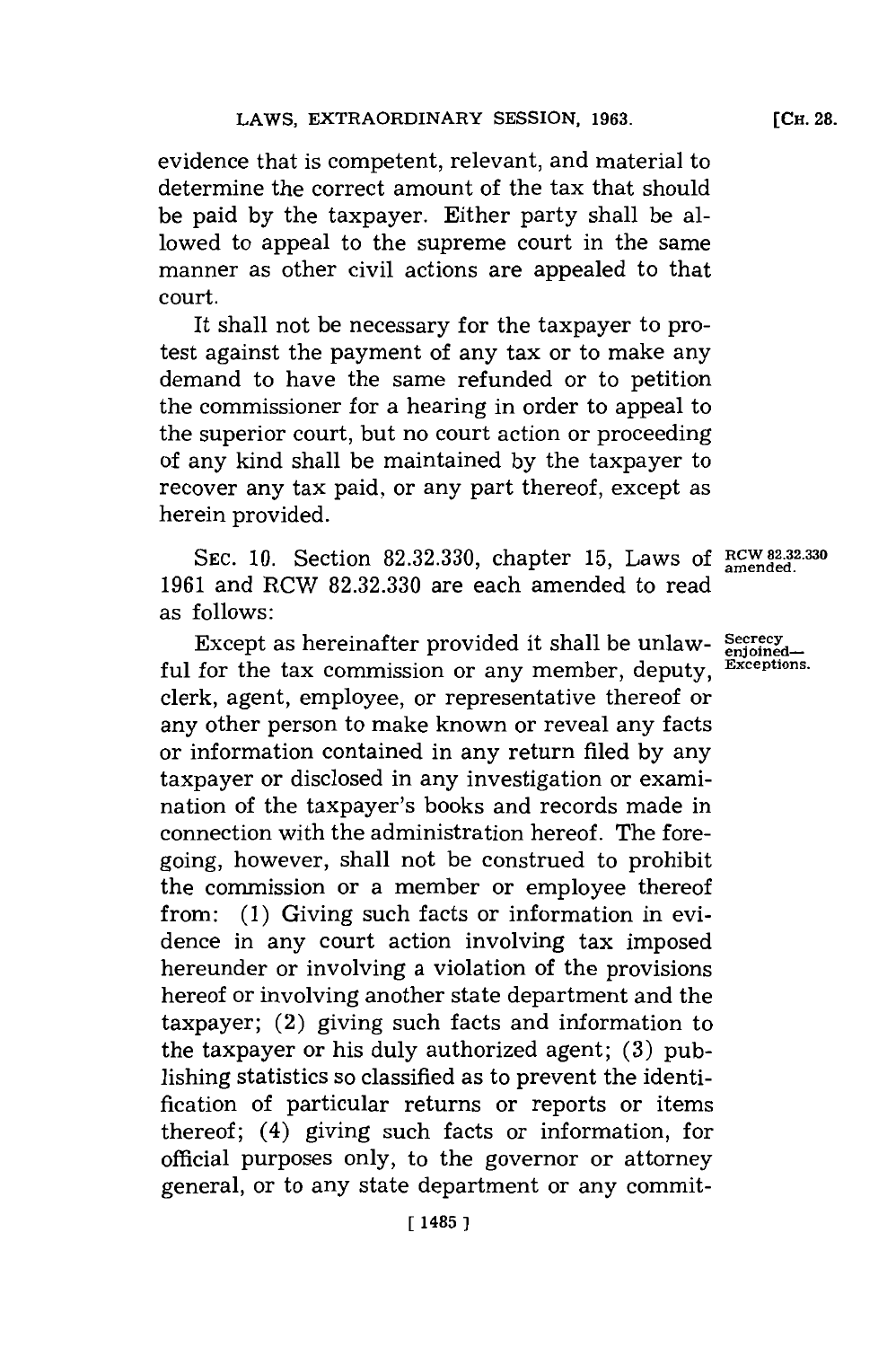evidence that is competent, relevant, and material to determine the correct amount of the tax that should be paid by the taxpayer. Either party shall be allowed to appeal to the supreme court in the same manner as other civil actions are appealed to that court.

It shall not be necessary for the taxpayer to protest against the payment of any tax or to make any demand to have the same refunded or to petition the commissioner for a hearing in order to appeal to the superior court, but no court action or proceeding of any kind shall be maintained by the taxpayer to recover any tax paid, or any part thereof, except as herein provided.

RCW 82.32.330 amended.

SEC. 10. Section 82.32.330, chapter 15, Laws of 1961 and RCW 82.32.330 are each amended to read as follows:

Secrecy enjoined—Exceptions.

Except as hereinafter provided it shall be unlawful for the tax commission or any member, deputy, clerk, agent, employee, or representative thereof or any other person to make known or reveal any facts or information contained in any return filed by any taxpayer or disclosed in any investigation or examination of the taxpayer's books and records made in connection with the administration hereof. The foregoing, however, shall not be construed to prohibit the commission or a member or employee thereof from: (1) Giving such facts or information in evidence in any court action involving tax imposed hereunder or involving a violation of the provisions hereof or involving another state department and the taxpayer; (2) giving such facts and information to the taxpayer or his duly authorized agent; (3) publishing statistics so classified as to prevent the identification of particular returns or reports or items thereof; (4) giving such facts or information, for official purposes only, to the governor or attorney general, or to any state department or any commit-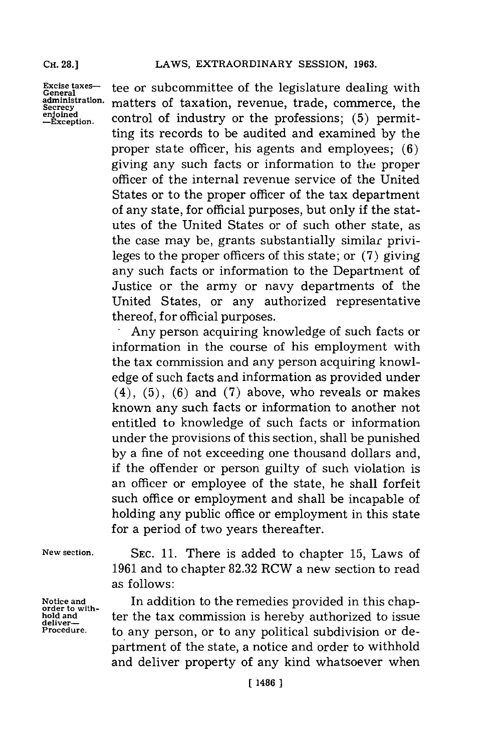Excise taxes—General administration. Secrecy enjoined—Exception.

tee or subcommittee of the legislature dealing with matters of taxation, revenue, trade, commerce, the control of industry or the professions; (5) permitting its records to be audited and examined by the proper state officer, his agents and employees; (6) giving any such facts or information to the proper officer of the internal revenue service of the United States or to the proper officer of the tax department of any state, for official purposes, but only if the statutes of the United States or of such other state, as the case may be, grants substantially similar privileges to the proper officers of this state; or (7) giving any such facts or information to the Department of Justice or the army or navy departments of the United States, or any authorized representative thereof, for official purposes.

Any person acquiring knowledge of such facts or information in the course of his employment with the tax commission and any person acquiring knowledge of such facts and information as provided under (4), (5), (6) and (7) above, who reveals or makes known any such facts or information to another not entitled to knowledge of such facts or information under the provisions of this section, shall be punished by a fine of not exceeding one thousand dollars and, if the offender or person guilty of such violation is an officer or employee of the state, he shall forfeit such office or employment and shall be incapable of holding any public office or employment in this state for a period of two years thereafter.

New section.

SEC. 11. There is added to chapter 15, Laws of 1961 and to chapter 82.32 RCW a new section to read as follows:

Notice and order to withhold and deliver—Procedure.

In addition to the remedies provided in this chapter the tax commission is hereby authorized to issue to any person, or to any political subdivision or department of the state, a notice and order to withhold and deliver property of any kind whatsoever when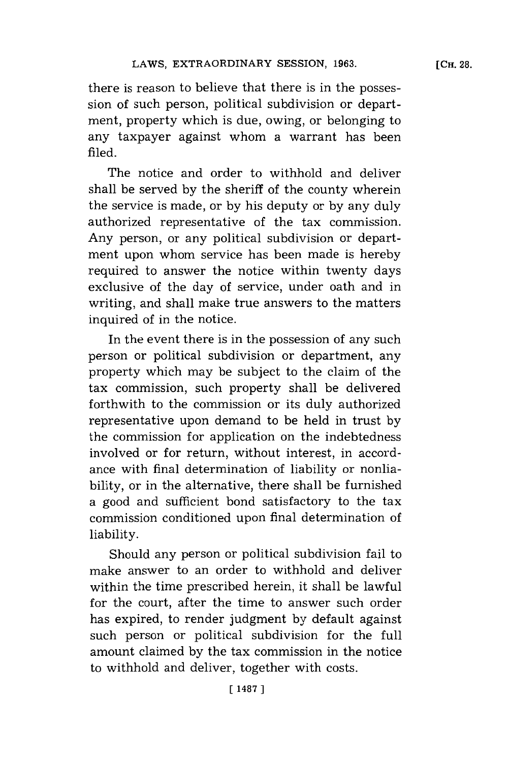there is reason to believe that there is in the possession of such person, political subdivision or department, property which is due, owing, or belonging to any taxpayer against whom a warrant has been filed.

The notice and order to withhold and deliver shall be served by the sheriff of the county wherein the service is made, or by his deputy or by any duly authorized representative of the tax commission. Any person, or any political subdivision or department upon whom service has been made is hereby required to answer the notice within twenty days exclusive of the day of service, under oath and in writing, and shall make true answers to the matters inquired of in the notice.

In the event there is in the possession of any such person or political subdivision or department, any property which may be subject to the claim of the tax commission, such property shall be delivered forthwith to the commission or its duly authorized representative upon demand to be held in trust by the commission for application on the indebtedness involved or for return, without interest, in accordance with final determination of liability or nonliability, or in the alternative, there shall be furnished a good and sufficient bond satisfactory to the tax commission conditioned upon final determination of liability.

Should any person or political subdivision fail to make answer to an order to withhold and deliver within the time prescribed herein, it shall be lawful for the court, after the time to answer such order has expired, to render judgment by default against such person or political subdivision for the full amount claimed by the tax commission in the notice to withhold and deliver, together with costs.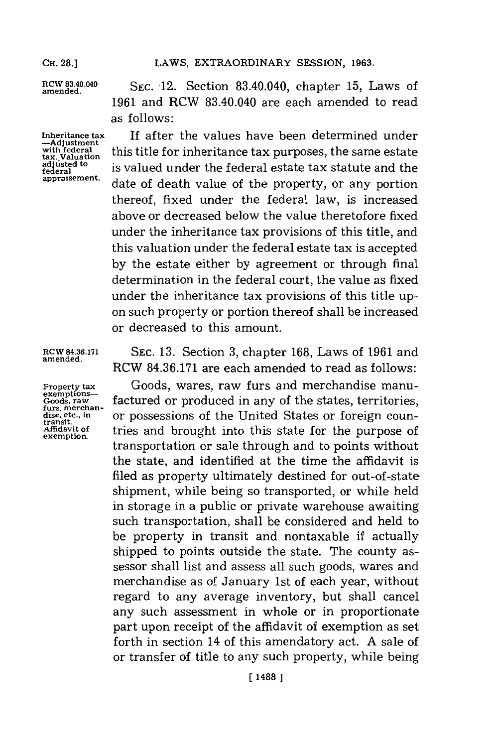RCW 83.40.040 amended.

SEC. 12. Section 83.40.040, chapter 15, Laws of 1961 and RCW 83.40.040 are each amended to read as follows:

Inheritance tax —Adjustment with federal tax. Valuation adjusted to federal appraisement.

If after the values have been determined under this title for inheritance tax purposes, the same estate is valued under the federal estate tax statute and the date of death value of the property, or any portion thereof, fixed under the federal law, is increased above or decreased below the value theretofore fixed under the inheritance tax provisions of this title, and this valuation under the federal estate tax is accepted by the estate either by agreement or through final determination in the federal court, the value as fixed under the inheritance tax provisions of this title upon such property or portion thereof shall be increased or decreased to this amount.

RCW 84.36.171 amended.

SEC. 13. Section 3, chapter 168, Laws of 1961 and RCW 84.36.171 are each amended to read as follows:

Property tax exemptions— Goods, raw furs, merchandise, etc., in transit. Affidavit of exemption.

Goods, wares, raw furs and merchandise manufactured or produced in any of the states, territories, or possessions of the United States or foreign countries and brought into this state for the purpose of transportation or sale through and to points without the state, and identified at the time the affidavit is filed as property ultimately destined for out-of-state shipment, while being so transported, or while held in storage in a public or private warehouse awaiting such transportation, shall be considered and held to be property in transit and nontaxable if actually shipped to points outside the state. The county assessor shall list and assess all such goods, wares and merchandise as of January 1st of each year, without regard to any average inventory, but shall cancel any such assessment in whole or in proportionate part upon receipt of the affidavit of exemption as set forth in section 14 of this amendatory act. A sale of or transfer of title to any such property, while being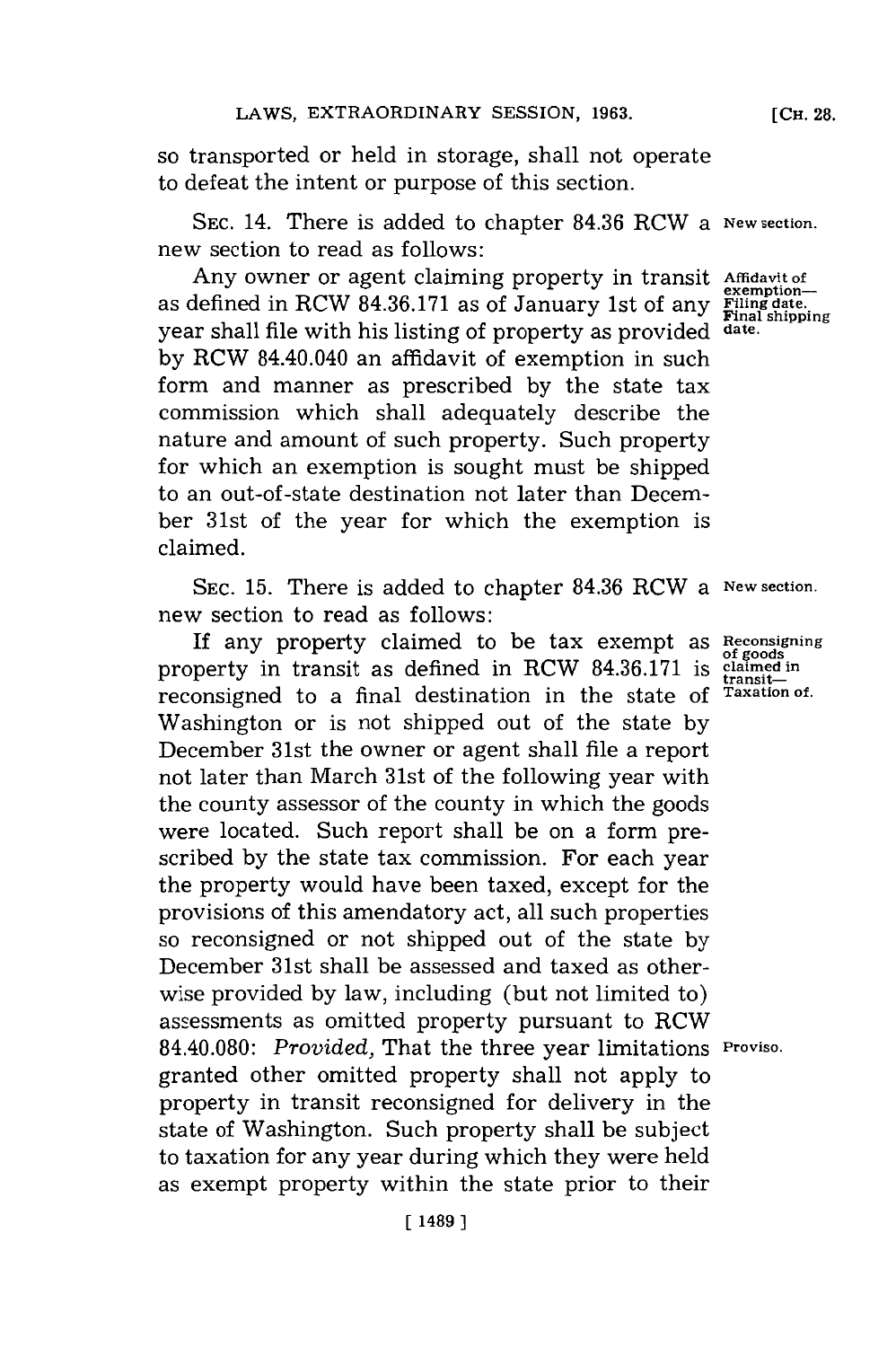so transported or held in storage, shall not operate to defeat the intent or purpose of this section.

SEC. 14. There is added to chapter 84.36 RCW a new section to read as follows:

*New section.*

*Affidavit of exemption—Filing date. Final shipping date.*

Any owner or agent claiming property in transit as defined in RCW 84.36.171 as of January 1st of any year shall file with his listing of property as provided by RCW 84.40.040 an affidavit of exemption in such form and manner as prescribed by the state tax commission which shall adequately describe the nature and amount of such property. Such property for which an exemption is sought must be shipped to an out-of-state destination not later than December 31st of the year for which the exemption is claimed.

SEC. 15. There is added to chapter 84.36 RCW a new section to read as follows:

*New section.*

*Reconsigning of goods claimed in transit—Taxation of.*

If any property claimed to be tax exempt as property in transit as defined in RCW 84.36.171 is reconsigned to a final destination in the state of Washington or is not shipped out of the state by December 31st the owner or agent shall file a report not later than March 31st of the following year with the county assessor of the county in which the goods were located. Such report shall be on a form prescribed by the state tax commission. For each year the property would have been taxed, except for the provisions of this amendatory act, all such properties so reconsigned or not shipped out of the state by December 31st shall be assessed and taxed as otherwise provided by law, including (but not limited to) assessments as omitted property pursuant to RCW 84.40.080: *Provided,* That the three year limitations granted other omitted property shall not apply to property in transit reconsigned for delivery in the state of Washington. Such property shall be subject to taxation for any year during which they were held as exempt property within the state prior to their

*Proviso.*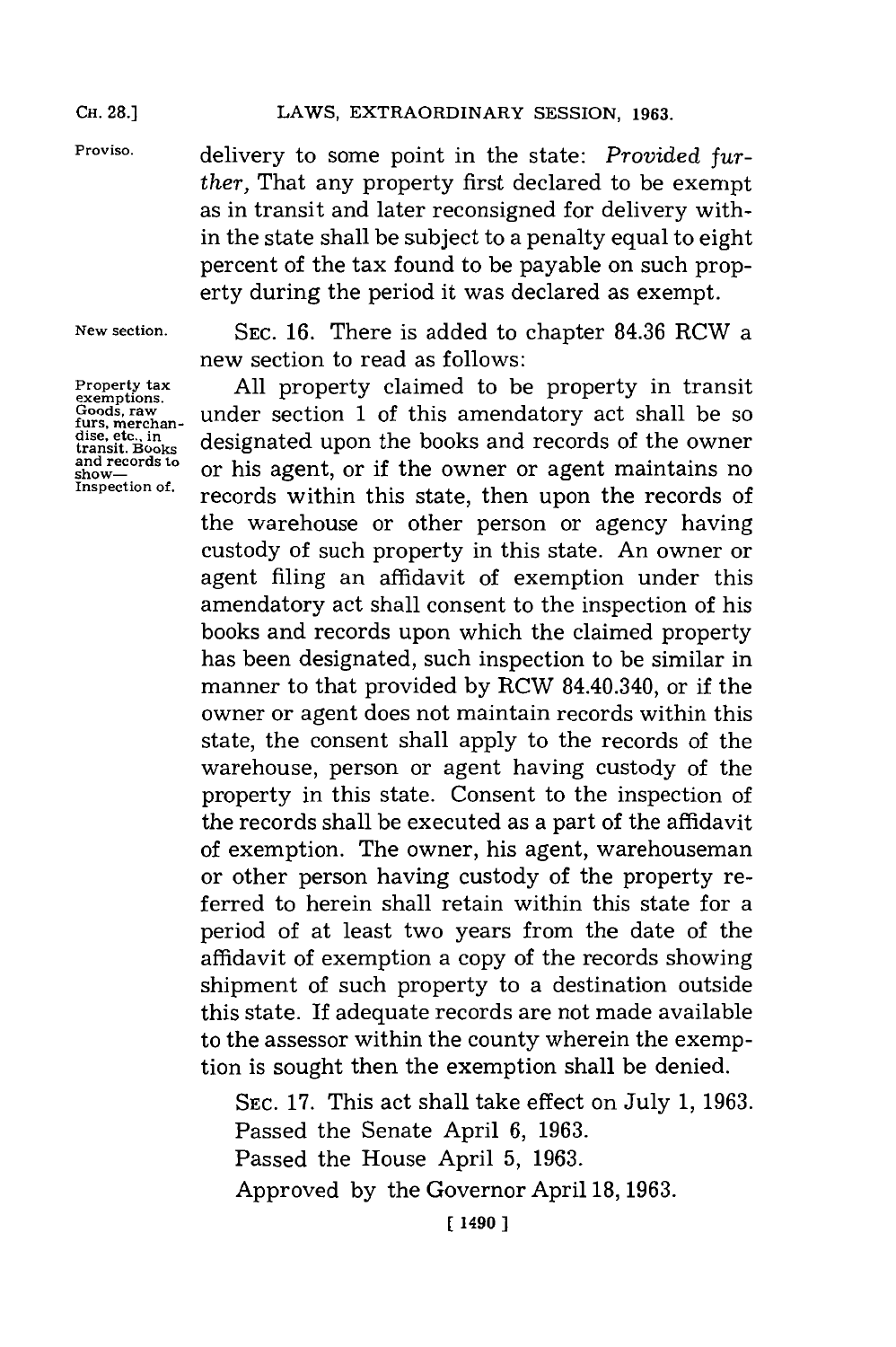Proviso.

delivery to some point in the state: *Provided further*, That any property first declared to be exempt as in transit and later reconsigned for delivery within the state shall be subject to a penalty equal to eight percent of the tax found to be payable on such property during the period it was declared as exempt.

New section.

SEC. 16. There is added to chapter 84.36 RCW a new section to read as follows:

Property tax exemptions. Goods, raw furs, merchandise, etc., in transit. Books and records to show—Inspection of.

All property claimed to be property in transit under section 1 of this amendatory act shall be so designated upon the books and records of the owner or his agent, or if the owner or agent maintains no records within this state, then upon the records of the warehouse or other person or agency having custody of such property in this state. An owner or agent filing an affidavit of exemption under this amendatory act shall consent to the inspection of his books and records upon which the claimed property has been designated, such inspection to be similar in manner to that provided by RCW 84.40.340, or if the owner or agent does not maintain records within this state, the consent shall apply to the records of the warehouse, person or agent having custody of the property in this state. Consent to the inspection of the records shall be executed as a part of the affidavit of exemption. The owner, his agent, warehouseman or other person having custody of the property referred to herein shall retain within this state for a period of at least two years from the date of the affidavit of exemption a copy of the records showing shipment of such property to a destination outside this state. If adequate records are not made available to the assessor within the county wherein the exemption is sought then the exemption shall be denied.

SEC. 17. This act shall take effect on July 1, 1963.

Passed the Senate April 6, 1963.

Passed the House April 5, 1963.

Approved by the Governor April 18, 1963.